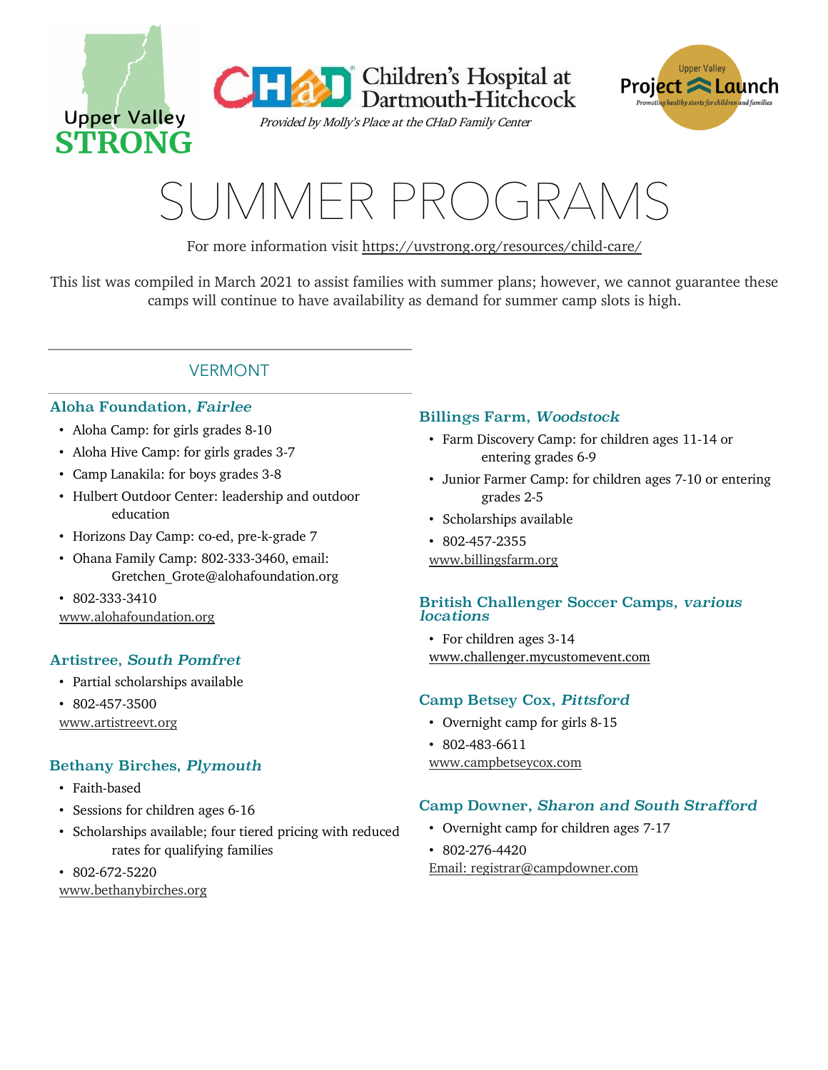Upper Valley STRONG

Children's Hospital at Dartmouth-Hitchcock

*Provided by Molly's Place at the CHaD Family Center*

Upper Valley Project Launch — Promoting healthy starts for children and families

# SUMMER PROGRAMS

For more information visit https://uvstrong.org/resources/child-care/

This list was compiled in March 2021 to assist families with summer plans; however, we cannot guarantee these camps will continue to have availability as demand for summer camp slots is high.

## VERMONT

### Aloha Foundation, *Fairlee*

- Aloha Camp: for girls grades 8-10
- Aloha Hive Camp: for girls grades 3-7
- Camp Lanakila: for boys grades 3-8
- Hulbert Outdoor Center: leadership and outdoor education
- Horizons Day Camp: co-ed, pre-k-grade 7
- Ohana Family Camp: 802-333-3460, email: Gretchen_Grote@alohafoundation.org
- 802-333-3410

www.alohafoundation.org

### Artistree, *South Pomfret*

- Partial scholarships available
- 802-457-3500

www.artistreevt.org

### Bethany Birches, *Plymouth*

- Faith-based
- Sessions for children ages 6-16
- Scholarships available; four tiered pricing with reduced rates for qualifying families
- 802-672-5220

www.bethanybirches.org

### Billings Farm, *Woodstock*

- Farm Discovery Camp: for children ages 11-14 or entering grades 6-9
- Junior Farmer Camp: for children ages 7-10 or entering grades 2-5
- Scholarships available
- 802-457-2355

www.billingsfarm.org

### British Challenger Soccer Camps, *various locations*

- For children ages 3-14

www.challenger.mycustomevent.com

### Camp Betsey Cox, *Pittsford*

- Overnight camp for girls 8-15
- 802-483-6611

www.campbetseycox.com

### Camp Downer, *Sharon and South Strafford*

- Overnight camp for children ages 7-17
- 802-276-4420

Email: registrar@campdowner.com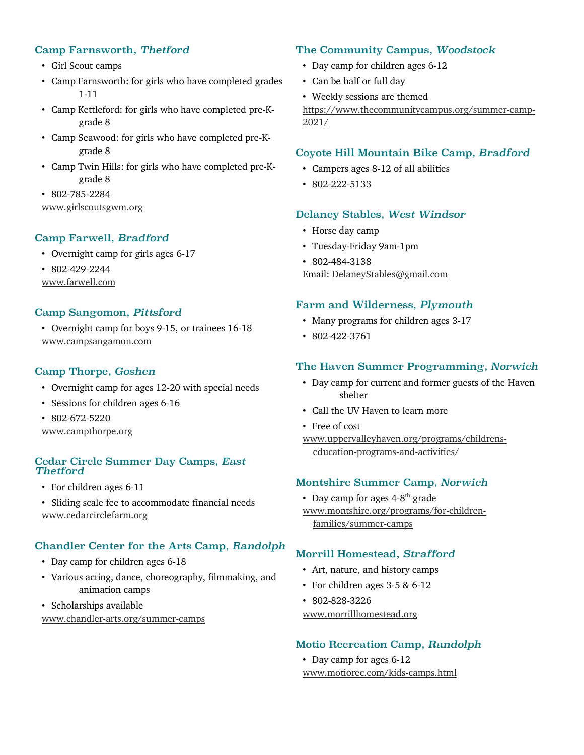### Camp Farnsworth, *Thetford*

- Girl Scout camps
- Camp Farnsworth: for girls who have completed grades 1-11
- Camp Kettleford: for girls who have completed pre-K-grade 8
- Camp Seawood: for girls who have completed pre-K-grade 8
- Camp Twin Hills: for girls who have completed pre-K-grade 8
- 802-785-2284

www.girlscoutsgwm.org

### Camp Farwell, *Bradford*

- Overnight camp for girls ages 6-17
- 802-429-2244

www.farwell.com

### Camp Sangomon, *Pittsford*

- Overnight camp for boys 9-15, or trainees 16-18

www.campsangamon.com

### Camp Thorpe, *Goshen*

- Overnight camp for ages 12-20 with special needs
- Sessions for children ages 6-16
- 802-672-5220

www.campthorpe.org

### Cedar Circle Summer Day Camps, *East Thetford*

- For children ages 6-11
- Sliding scale fee to accommodate financial needs

www.cedarcirclefarm.org

### Chandler Center for the Arts Camp, *Randolph*

- Day camp for children ages 6-18
- Various acting, dance, choreography, filmmaking, and animation camps
- Scholarships available

www.chandler-arts.org/summer-camps

### The Community Campus, *Woodstock*

- Day camp for children ages 6-12
- Can be half or full day
- Weekly sessions are themed

https://www.thecommunitycampus.org/summer-camp-2021/

### Coyote Hill Mountain Bike Camp, *Bradford*

- Campers ages 8-12 of all abilities
- 802-222-5133

### Delaney Stables, *West Windsor*

- Horse day camp
- Tuesday-Friday 9am-1pm
- 802-484-3138

Email: DelaneyStables@gmail.com

### Farm and Wilderness, *Plymouth*

- Many programs for children ages 3-17
- 802-422-3761

### The Haven Summer Programming, *Norwich*

- Day camp for current and former guests of the Haven shelter
- Call the UV Haven to learn more
- Free of cost

www.uppervalleyhaven.org/programs/childrens-education-programs-and-activities/

### Montshire Summer Camp, *Norwich*

- Day camp for ages 4-8th grade

www.montshire.org/programs/for-children-families/summer-camps

### Morrill Homestead, *Strafford*

- Art, nature, and history camps
- For children ages 3-5 & 6-12
- 802-828-3226

www.morrillhomestead.org

### Motio Recreation Camp, *Randolph*

- Day camp for ages 6-12

www.motiorec.com/kids-camps.html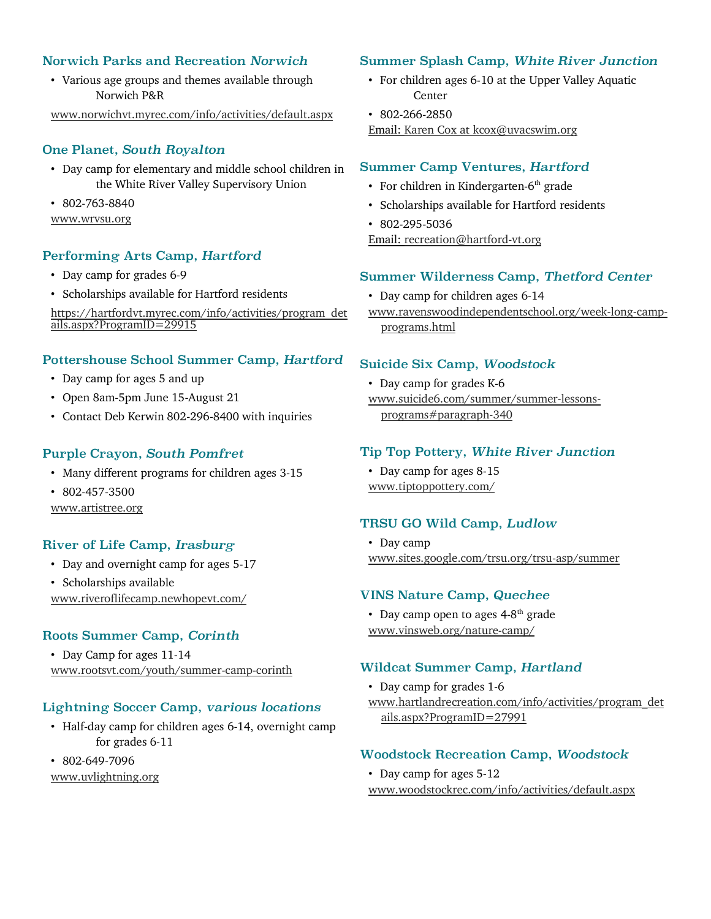### Norwich Parks and Recreation *Norwich*

- Various age groups and themes available through Norwich P&R

www.norwichvt.myrec.com/info/activities/default.aspx

### One Planet, *South Royalton*

- Day camp for elementary and middle school children in the White River Valley Supervisory Union
- 802-763-8840

www.wrvsu.org

### Performing Arts Camp, *Hartford*

- Day camp for grades 6-9
- Scholarships available for Hartford residents

https://hartfordvt.myrec.com/info/activities/program_details.aspx?ProgramID=29915

### Pottershouse School Summer Camp, *Hartford*

- Day camp for ages 5 and up
- Open 8am-5pm June 15-August 21
- Contact Deb Kerwin 802-296-8400 with inquiries

### Purple Crayon, *South Pomfret*

- Many different programs for children ages 3-15
- 802-457-3500

www.artistree.org

### River of Life Camp, *Irasburg*

- Day and overnight camp for ages 5-17
- Scholarships available

www.riveroflifecamp.newhopevt.com/

### Roots Summer Camp, *Corinth*

- Day Camp for ages 11-14

www.rootsvt.com/youth/summer-camp-corinth

### Lightning Soccer Camp, *various locations*

- Half-day camp for children ages 6-14, overnight camp for grades 6-11
- 802-649-7096

www.uvlightning.org

### Summer Splash Camp, *White River Junction*

- For children ages 6-10 at the Upper Valley Aquatic Center
- 802-266-2850

Email: Karen Cox at kcox@uvacswim.org

### Summer Camp Ventures, *Hartford*

- For children in Kindergarten-6th grade
- Scholarships available for Hartford residents
- 802-295-5036

Email: recreation@hartford-vt.org

### Summer Wilderness Camp, *Thetford Center*

- Day camp for children ages 6-14

www.ravenswoodindependentschool.org/week-long-camp-programs.html

### Suicide Six Camp, *Woodstock*

- Day camp for grades K-6

www.suicide6.com/summer/summer-lessons-programs#paragraph-340

### Tip Top Pottery, *White River Junction*

- Day camp for ages 8-15

www.tiptoppottery.com/

### TRSU GO Wild Camp, *Ludlow*

- Day camp

www.sites.google.com/trsu.org/trsu-asp/summer

### VINS Nature Camp, *Quechee*

- Day camp open to ages 4-8th grade

www.vinsweb.org/nature-camp/

### Wildcat Summer Camp, *Hartland*

- Day camp for grades 1-6

www.hartlandrecreation.com/info/activities/program_details.aspx?ProgramID=27991

### Woodstock Recreation Camp, *Woodstock*

- Day camp for ages 5-12

www.woodstockrec.com/info/activities/default.aspx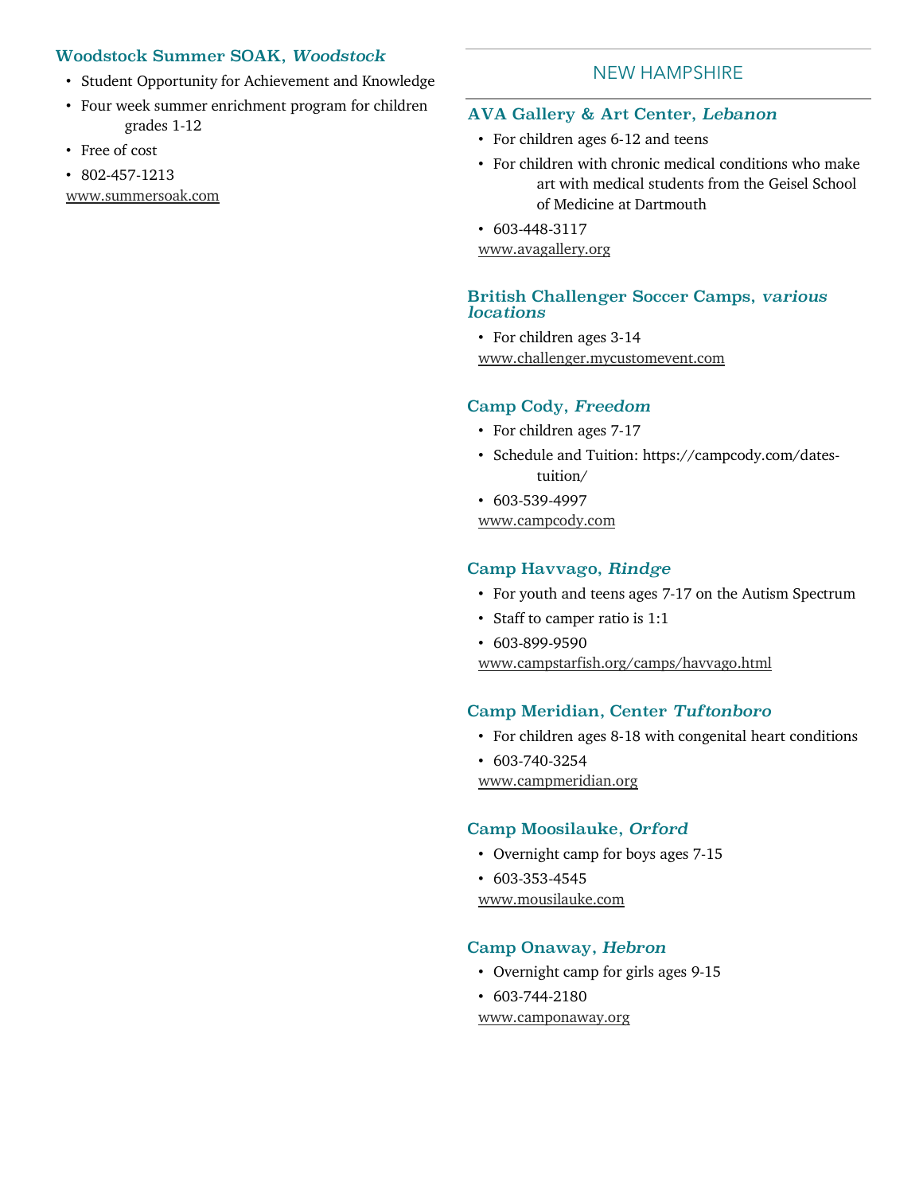### Woodstock Summer SOAK, *Woodstock*

- Student Opportunity for Achievement and Knowledge
- Four week summer enrichment program for children grades 1-12
- Free of cost
- 802-457-1213

www.summersoak.com

## NEW HAMPSHIRE

### AVA Gallery & Art Center, *Lebanon*

- For children ages 6-12 and teens
- For children with chronic medical conditions who make art with medical students from the Geisel School of Medicine at Dartmouth
- 603-448-3117

www.avagallery.org

### British Challenger Soccer Camps, *various locations*

- For children ages 3-14

www.challenger.mycustomevent.com

### Camp Cody, *Freedom*

- For children ages 7-17
- Schedule and Tuition: https://campcody.com/dates-tuition/
- 603-539-4997

www.campcody.com

### Camp Havvago, *Rindge*

- For youth and teens ages 7-17 on the Autism Spectrum
- Staff to camper ratio is 1:1
- 603-899-9590

www.campstarfish.org/camps/havvago.html

### Camp Meridian, Center *Tuftonboro*

- For children ages 8-18 with congenital heart conditions
- 603-740-3254

www.campmeridian.org

### Camp Moosilauke, *Orford*

- Overnight camp for boys ages 7-15
- 603-353-4545

www.mousilauke.com

### Camp Onaway, *Hebron*

- Overnight camp for girls ages 9-15
- 603-744-2180

www.camponaway.org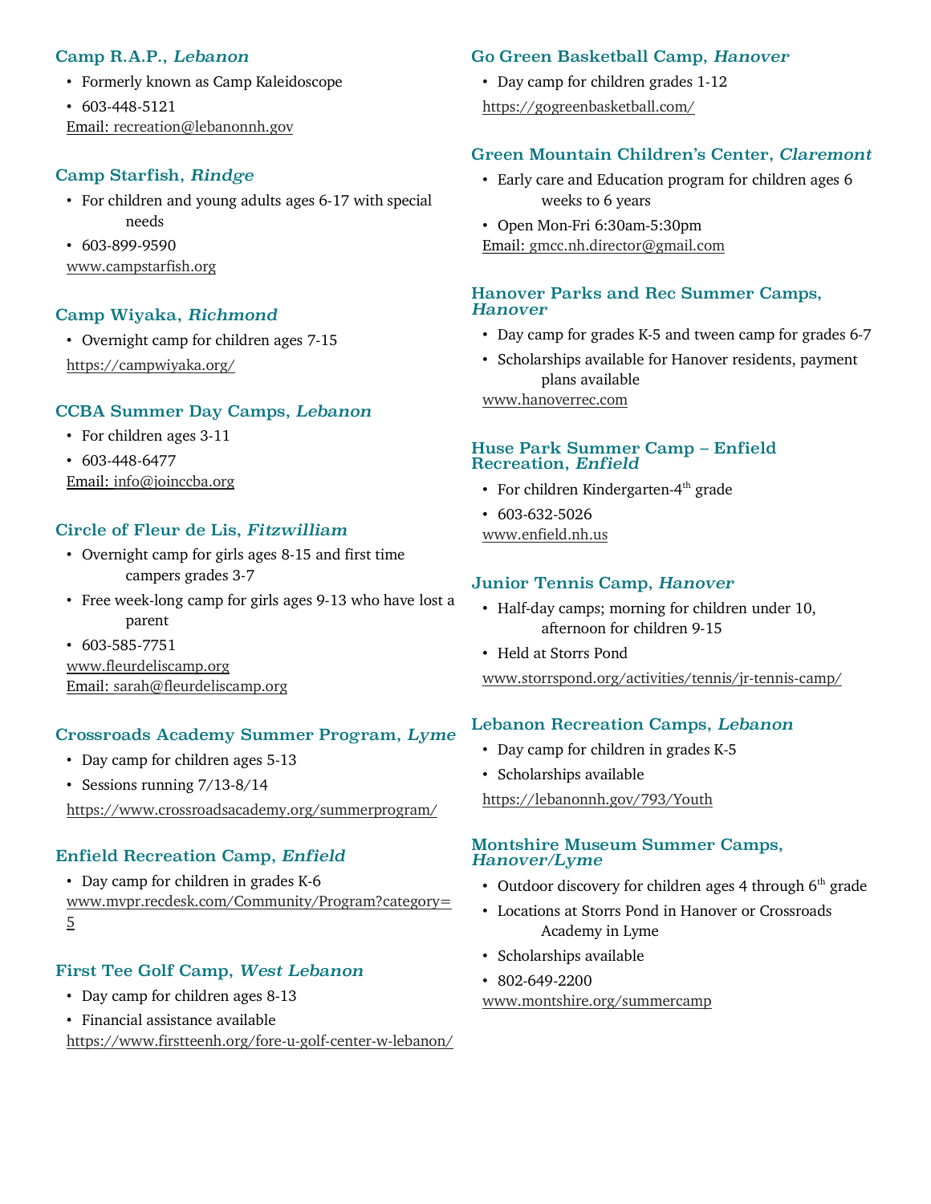### Camp R.A.P., *Lebanon*

- Formerly known as Camp Kaleidoscope
- 603-448-5121

Email: recreation@lebanonnh.gov

### Camp Starfish, *Rindge*

- For children and young adults ages 6-17 with special needs
- 603-899-9590

www.campstarfish.org

### Camp Wiyaka, *Richmond*

- Overnight camp for children ages 7-15

https://campwiyaka.org/

### CCBA Summer Day Camps, *Lebanon*

- For children ages 3-11
- 603-448-6477

Email: info@joinccba.org

### Circle of Fleur de Lis, *Fitzwilliam*

- Overnight camp for girls ages 8-15 and first time campers grades 3-7
- Free week-long camp for girls ages 9-13 who have lost a parent
- 603-585-7751

www.fleurdeliscamp.org
Email: sarah@fleurdeliscamp.org

### Crossroads Academy Summer Program, *Lyme*

- Day camp for children ages 5-13
- Sessions running 7/13-8/14

https://www.crossroadsacademy.org/summerprogram/

### Enfield Recreation Camp, *Enfield*

- Day camp for children in grades K-6

www.mvpr.recdesk.com/Community/Program?category=5

### First Tee Golf Camp, *West Lebanon*

- Day camp for children ages 8-13
- Financial assistance available

https://www.firstteenh.org/fore-u-golf-center-w-lebanon/

### Go Green Basketball Camp, *Hanover*

- Day camp for children grades 1-12

https://gogreenbasketball.com/

### Green Mountain Children's Center, *Claremont*

- Early care and Education program for children ages 6 weeks to 6 years
- Open Mon-Fri 6:30am-5:30pm

Email: gmcc.nh.director@gmail.com

### Hanover Parks and Rec Summer Camps, *Hanover*

- Day camp for grades K-5 and tween camp for grades 6-7
- Scholarships available for Hanover residents, payment plans available

www.hanoverrec.com

### Huse Park Summer Camp – Enfield Recreation, *Enfield*

- For children Kindergarten-4th grade
- 603-632-5026

www.enfield.nh.us

### Junior Tennis Camp, *Hanover*

- Half-day camps; morning for children under 10, afternoon for children 9-15
- Held at Storrs Pond

www.storrspond.org/activities/tennis/jr-tennis-camp/

### Lebanon Recreation Camps, *Lebanon*

- Day camp for children in grades K-5
- Scholarships available

https://lebanonnh.gov/793/Youth

### Montshire Museum Summer Camps, *Hanover/Lyme*

- Outdoor discovery for children ages 4 through 6th grade
- Locations at Storrs Pond in Hanover or Crossroads Academy in Lyme
- Scholarships available
- 802-649-2200

www.montshire.org/summercamp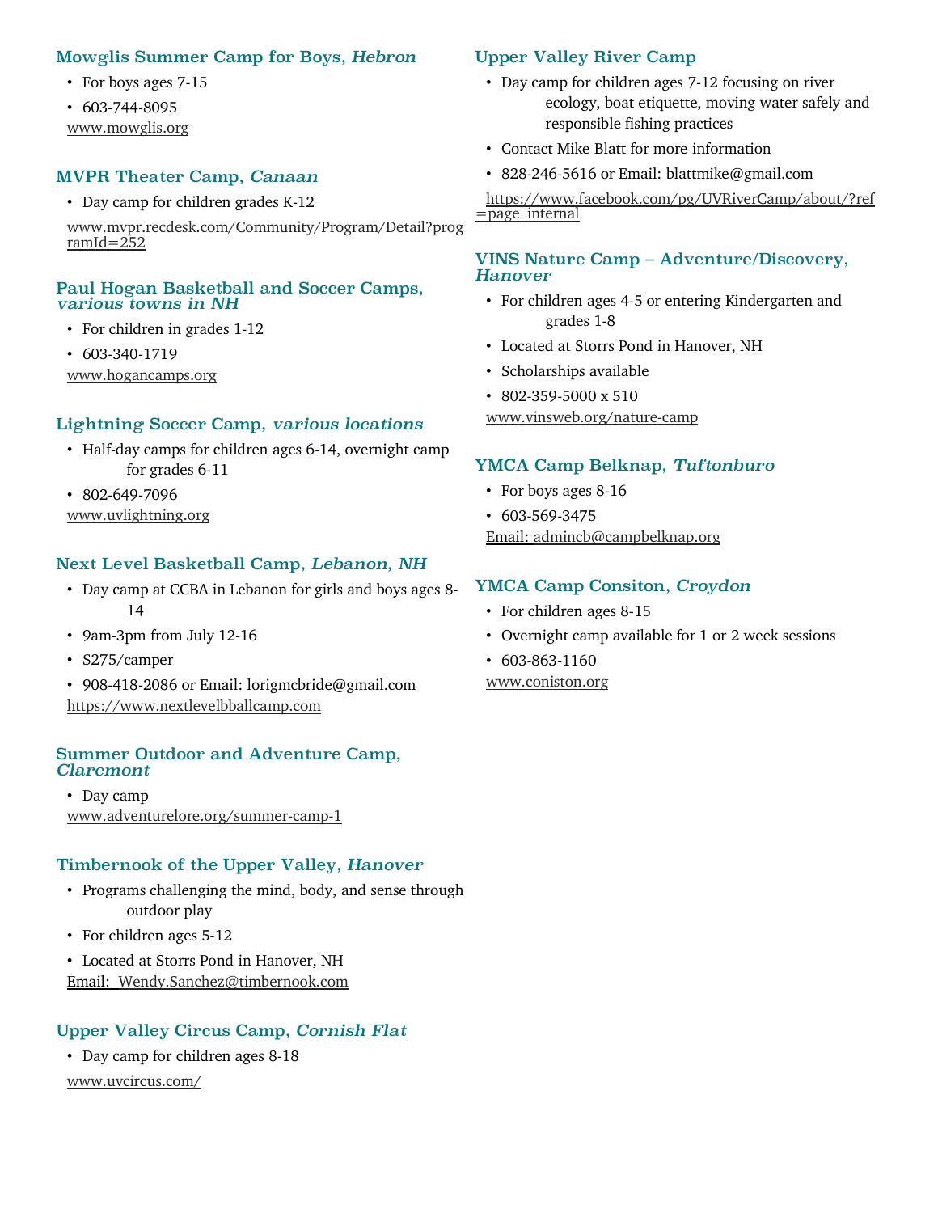### Mowglis Summer Camp for Boys, *Hebron*

- For boys ages 7-15
- 603-744-8095

www.mowglis.org

### MVPR Theater Camp, *Canaan*

- Day camp for children grades K-12

www.mvpr.recdesk.com/Community/Program/Detail?programId=252

### Paul Hogan Basketball and Soccer Camps, *various towns in NH*

- For children in grades 1-12
- 603-340-1719

www.hogancamps.org

### Lightning Soccer Camp, *various locations*

- Half-day camps for children ages 6-14, overnight camp for grades 6-11
- 802-649-7096

www.uvlightning.org

### Next Level Basketball Camp, *Lebanon, NH*

- Day camp at CCBA in Lebanon for girls and boys ages 8-14
- 9am-3pm from July 12-16
- $275/camper
- 908-418-2086 or Email: lorigmcbride@gmail.com

https://www.nextlevelbballcamp.com

### Summer Outdoor and Adventure Camp, *Claremont*

- Day camp

www.adventurelore.org/summer-camp-1

### Timbernook of the Upper Valley, *Hanover*

- Programs challenging the mind, body, and sense through outdoor play
- For children ages 5-12
- Located at Storrs Pond in Hanover, NH

Email: Wendy.Sanchez@timbernook.com

### Upper Valley Circus Camp, *Cornish Flat*

- Day camp for children ages 8-18

www.uvcircus.com/

### Upper Valley River Camp

- Day camp for children ages 7-12 focusing on river ecology, boat etiquette, moving water safely and responsible fishing practices
- Contact Mike Blatt for more information
- 828-246-5616 or Email: blattmike@gmail.com

https://www.facebook.com/pg/UVRiverCamp/about/?ref=page_internal

### VINS Nature Camp – Adventure/Discovery, *Hanover*

- For children ages 4-5 or entering Kindergarten and grades 1-8
- Located at Storrs Pond in Hanover, NH
- Scholarships available
- 802-359-5000 x 510

www.vinsweb.org/nature-camp

### YMCA Camp Belknap, *Tuftonburo*

- For boys ages 8-16
- 603-569-3475

Email: admincb@campbelknap.org

### YMCA Camp Consiton, *Croydon*

- For children ages 8-15
- Overnight camp available for 1 or 2 week sessions
- 603-863-1160

www.coniston.org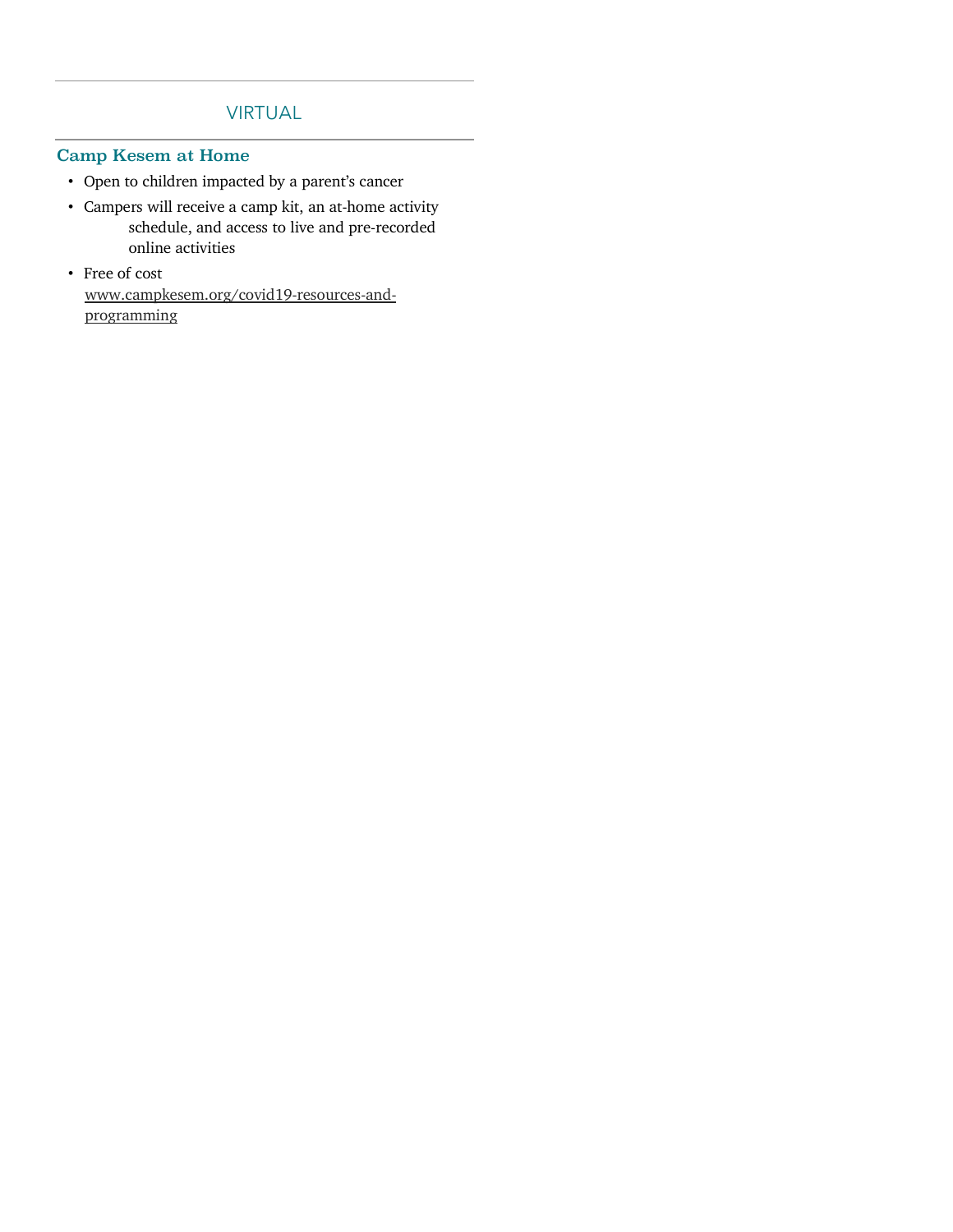## VIRTUAL

### Camp Kesem at Home

- Open to children impacted by a parent's cancer
- Campers will receive a camp kit, an at-home activity schedule, and access to live and pre-recorded online activities
- Free of cost

www.campkesem.org/covid19-resources-and-programming